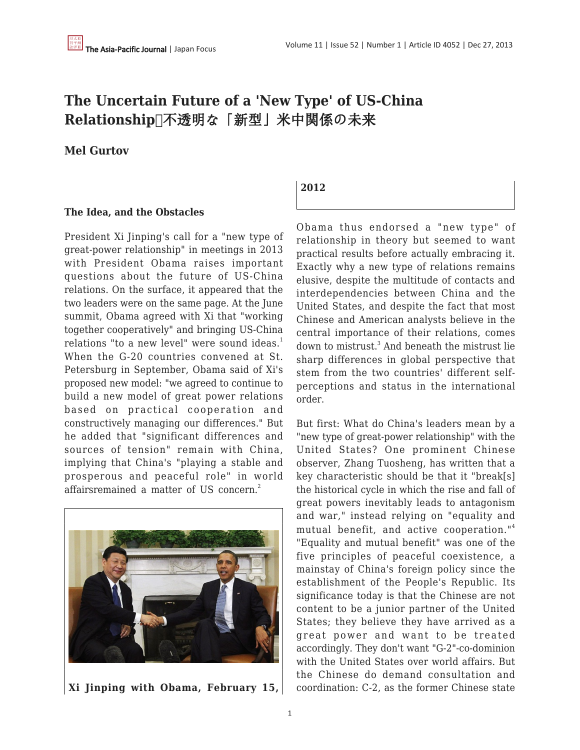# The Uncertain Future of a 'New Type' of US-China Relationship　不透明な「新型」米中関係の未来

**Mel Gurtov**

### The Idea, and the Obstacles

President Xi Jinping's call for a "new type of great-power relationship" in meetings in 2013 with President Obama raises important questions about the future of US-China relations. On the surface, it appeared that the two leaders were on the same page. At the June summit, Obama agreed with Xi that "working together cooperatively" and bringing US-China relations "to a new level" were sound ideas.[1] When the G-20 countries convened at St. Petersburg in September, Obama said of Xi's proposed new model: "we agreed to continue to build a new model of great power relations based on practical cooperation and constructively managing our differences." But he added that "significant differences and sources of tension" remain with China, implying that China's "playing a stable and prosperous and peaceful role" in world affairsremained a matter of US concern.[2]

**Xi Jinping with Obama, February 15, 2012**

Obama thus endorsed a "new type" of relationship in theory but seemed to want practical results before actually embracing it. Exactly why a new type of relations remains elusive, despite the multitude of contacts and interdependencies between China and the United States, and despite the fact that most Chinese and American analysts believe in the central importance of their relations, comes down to mistrust.[3] And beneath the mistrust lie sharp differences in global perspective that stem from the two countries' different self-perceptions and status in the international order.

But first: What do China's leaders mean by a "new type of great-power relationship" with the United States? One prominent Chinese observer, Zhang Tuosheng, has written that a key characteristic should be that it "break[s] the historical cycle in which the rise and fall of great powers inevitably leads to antagonism and war," instead relying on "equality and mutual benefit, and active cooperation."[4] "Equality and mutual benefit" was one of the five principles of peaceful coexistence, a mainstay of China's foreign policy since the establishment of the People's Republic. Its significance today is that the Chinese are not content to be a junior partner of the United States; they believe they have arrived as a great power and want to be treated accordingly. They don't want "G-2"-co-dominion with the United States over world affairs. But the Chinese do demand consultation and coordination: C-2, as the former Chinese state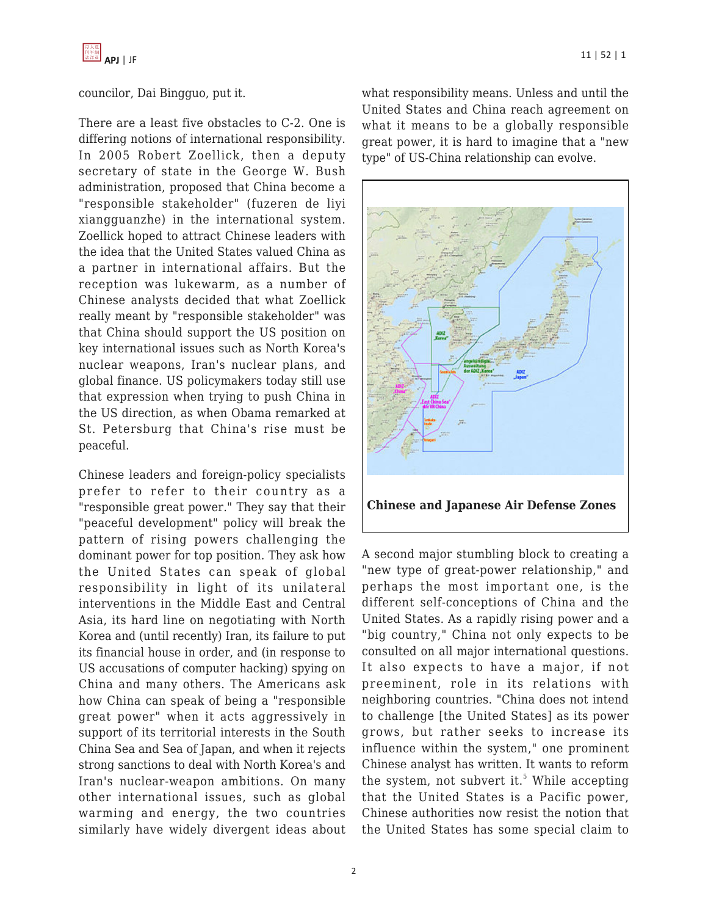councilor, Dai Bingguo, put it.

There are a least five obstacles to C-2. One is differing notions of international responsibility. In 2005 Robert Zoellick, then a deputy secretary of state in the George W. Bush administration, proposed that China become a "responsible stakeholder" (fuzeren de liyi xiangguanzhe) in the international system. Zoellick hoped to attract Chinese leaders with the idea that the United States valued China as a partner in international affairs. But the reception was lukewarm, as a number of Chinese analysts decided that what Zoellick really meant by "responsible stakeholder" was that China should support the US position on key international issues such as North Korea's nuclear weapons, Iran's nuclear plans, and global finance. US policymakers today still use that expression when trying to push China in the US direction, as when Obama remarked at St. Petersburg that China's rise must be peaceful.

Chinese leaders and foreign-policy specialists prefer to refer to their country as a "responsible great power." They say that their "peaceful development" policy will break the pattern of rising powers challenging the dominant power for top position. They ask how the United States can speak of global responsibility in light of its unilateral interventions in the Middle East and Central Asia, its hard line on negotiating with North Korea and (until recently) Iran, its failure to put its financial house in order, and (in response to US accusations of computer hacking) spying on China and many others. The Americans ask how China can speak of being a "responsible great power" when it acts aggressively in support of its territorial interests in the South China Sea and Sea of Japan, and when it rejects strong sanctions to deal with North Korea's and Iran's nuclear-weapon ambitions. On many other international issues, such as global warming and energy, the two countries similarly have widely divergent ideas about what responsibility means. Unless and until the United States and China reach agreement on what it means to be a globally responsible great power, it is hard to imagine that a "new type" of US-China relationship can evolve.

**Chinese and Japanese Air Defense Zones**

A second major stumbling block to creating a "new type of great-power relationship," and perhaps the most important one, is the different self-conceptions of China and the United States. As a rapidly rising power and a "big country," China not only expects to be consulted on all major international questions. It also expects to have a major, if not preeminent, role in its relations with neighboring countries. "China does not intend to challenge [the United States] as its power grows, but rather seeks to increase its influence within the system," one prominent Chinese analyst has written. It wants to reform the system, not subvert it.[5] While accepting that the United States is a Pacific power, Chinese authorities now resist the notion that the United States has some special claim to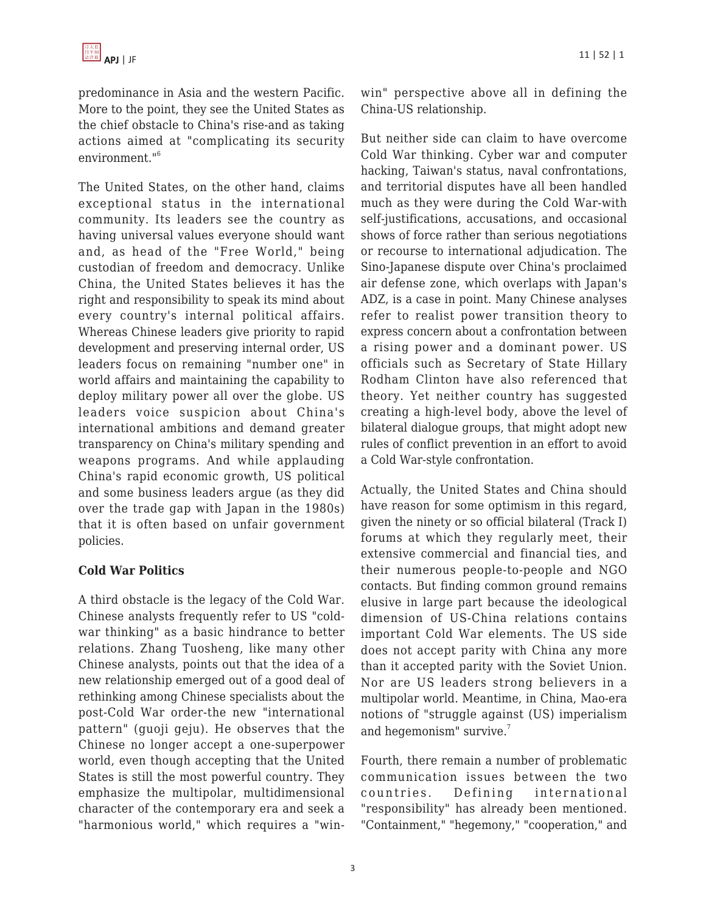predominance in Asia and the western Pacific. More to the point, they see the United States as the chief obstacle to China's rise-and as taking actions aimed at "complicating its security environment."[6]

The United States, on the other hand, claims exceptional status in the international community. Its leaders see the country as having universal values everyone should want and, as head of the "Free World," being custodian of freedom and democracy. Unlike China, the United States believes it has the right and responsibility to speak its mind about every country's internal political affairs. Whereas Chinese leaders give priority to rapid development and preserving internal order, US leaders focus on remaining "number one" in world affairs and maintaining the capability to deploy military power all over the globe. US leaders voice suspicion about China's international ambitions and demand greater transparency on China's military spending and weapons programs. And while applauding China's rapid economic growth, US political and some business leaders argue (as they did over the trade gap with Japan in the 1980s) that it is often based on unfair government policies.

**Cold War Politics**

A third obstacle is the legacy of the Cold War. Chinese analysts frequently refer to US "cold-war thinking" as a basic hindrance to better relations. Zhang Tuosheng, like many other Chinese analysts, points out that the idea of a new relationship emerged out of a good deal of rethinking among Chinese specialists about the post-Cold War order-the new "international pattern" (guoji geju). He observes that the Chinese no longer accept a one-superpower world, even though accepting that the United States is still the most powerful country. They emphasize the multipolar, multidimensional character of the contemporary era and seek a "harmonious world," which requires a "win-win" perspective above all in defining the China-US relationship.

But neither side can claim to have overcome Cold War thinking. Cyber war and computer hacking, Taiwan's status, naval confrontations, and territorial disputes have all been handled much as they were during the Cold War-with self-justifications, accusations, and occasional shows of force rather than serious negotiations or recourse to international adjudication. The Sino-Japanese dispute over China's proclaimed air defense zone, which overlaps with Japan's ADZ, is a case in point. Many Chinese analyses refer to realist power transition theory to express concern about a confrontation between a rising power and a dominant power. US officials such as Secretary of State Hillary Rodham Clinton have also referenced that theory. Yet neither country has suggested creating a high-level body, above the level of bilateral dialogue groups, that might adopt new rules of conflict prevention in an effort to avoid a Cold War-style confrontation.

Actually, the United States and China should have reason for some optimism in this regard, given the ninety or so official bilateral (Track I) forums at which they regularly meet, their extensive commercial and financial ties, and their numerous people-to-people and NGO contacts. But finding common ground remains elusive in large part because the ideological dimension of US-China relations contains important Cold War elements. The US side does not accept parity with China any more than it accepted parity with the Soviet Union. Nor are US leaders strong believers in a multipolar world. Meantime, in China, Mao-era notions of "struggle against (US) imperialism and hegemonism" survive.[7]

Fourth, there remain a number of problematic communication issues between the two countries. Defining international "responsibility" has already been mentioned. "Containment," "hegemony," "cooperation," and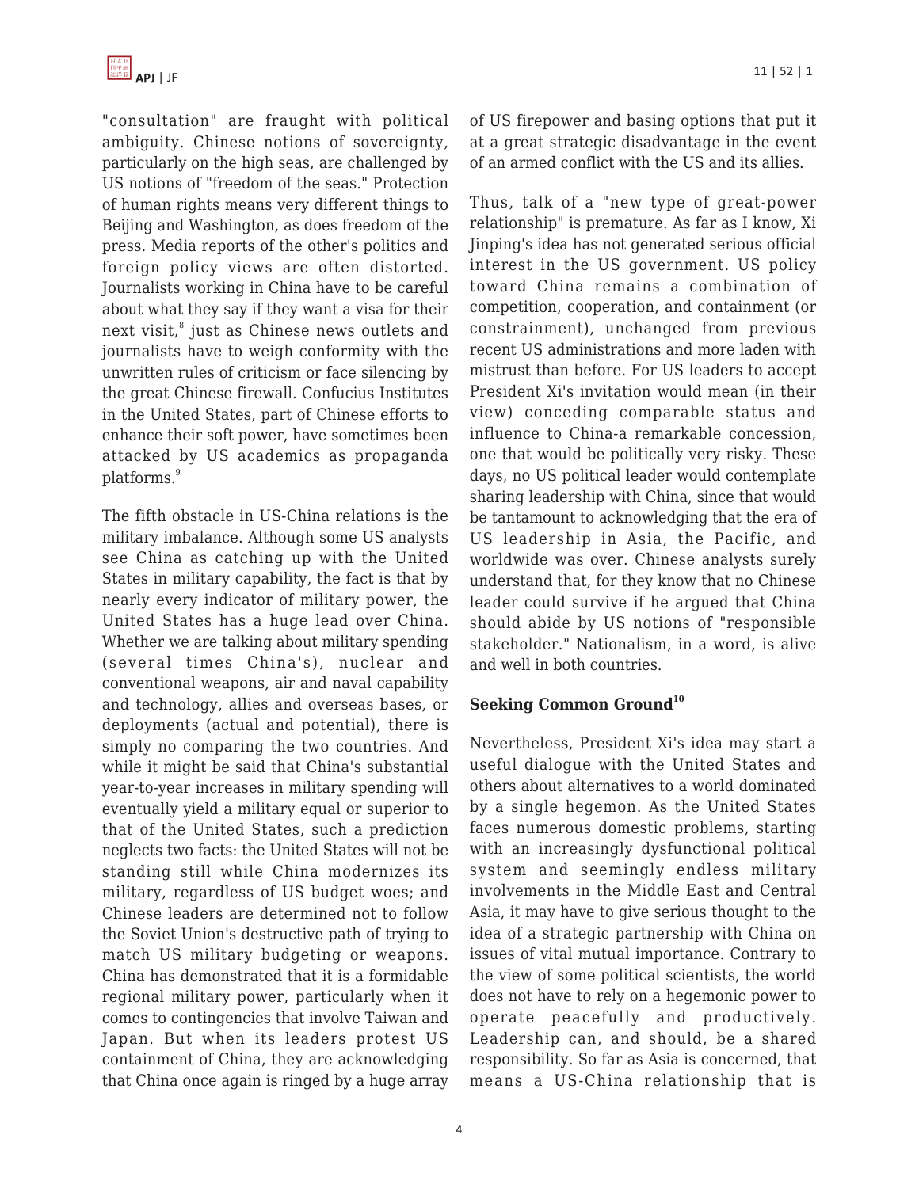"consultation" are fraught with political ambiguity. Chinese notions of sovereignty, particularly on the high seas, are challenged by US notions of "freedom of the seas." Protection of human rights means very different things to Beijing and Washington, as does freedom of the press. Media reports of the other's politics and foreign policy views are often distorted. Journalists working in China have to be careful about what they say if they want a visa for their next visit,[8] just as Chinese news outlets and journalists have to weigh conformity with the unwritten rules of criticism or face silencing by the great Chinese firewall. Confucius Institutes in the United States, part of Chinese efforts to enhance their soft power, have sometimes been attacked by US academics as propaganda platforms.[9]

The fifth obstacle in US-China relations is the military imbalance. Although some US analysts see China as catching up with the United States in military capability, the fact is that by nearly every indicator of military power, the United States has a huge lead over China. Whether we are talking about military spending (several times China's), nuclear and conventional weapons, air and naval capability and technology, allies and overseas bases, or deployments (actual and potential), there is simply no comparing the two countries. And while it might be said that China's substantial year-to-year increases in military spending will eventually yield a military equal or superior to that of the United States, such a prediction neglects two facts: the United States will not be standing still while China modernizes its military, regardless of US budget woes; and Chinese leaders are determined not to follow the Soviet Union's destructive path of trying to match US military budgeting or weapons. China has demonstrated that it is a formidable regional military power, particularly when it comes to contingencies that involve Taiwan and Japan. But when its leaders protest US containment of China, they are acknowledging that China once again is ringed by a huge array of US firepower and basing options that put it at a great strategic disadvantage in the event of an armed conflict with the US and its allies.

Thus, talk of a "new type of great-power relationship" is premature. As far as I know, Xi Jinping's idea has not generated serious official interest in the US government. US policy toward China remains a combination of competition, cooperation, and containment (or constrainment), unchanged from previous recent US administrations and more laden with mistrust than before. For US leaders to accept President Xi's invitation would mean (in their view) conceding comparable status and influence to China-a remarkable concession, one that would be politically very risky. These days, no US political leader would contemplate sharing leadership with China, since that would be tantamount to acknowledging that the era of US leadership in Asia, the Pacific, and worldwide was over. Chinese analysts surely understand that, for they know that no Chinese leader could survive if he argued that China should abide by US notions of "responsible stakeholder." Nationalism, in a word, is alive and well in both countries.

### Seeking Common Ground[10]

Nevertheless, President Xi's idea may start a useful dialogue with the United States and others about alternatives to a world dominated by a single hegemon. As the United States faces numerous domestic problems, starting with an increasingly dysfunctional political system and seemingly endless military involvements in the Middle East and Central Asia, it may have to give serious thought to the idea of a strategic partnership with China on issues of vital mutual importance. Contrary to the view of some political scientists, the world does not have to rely on a hegemonic power to operate peacefully and productively. Leadership can, and should, be a shared responsibility. So far as Asia is concerned, that means a US-China relationship that is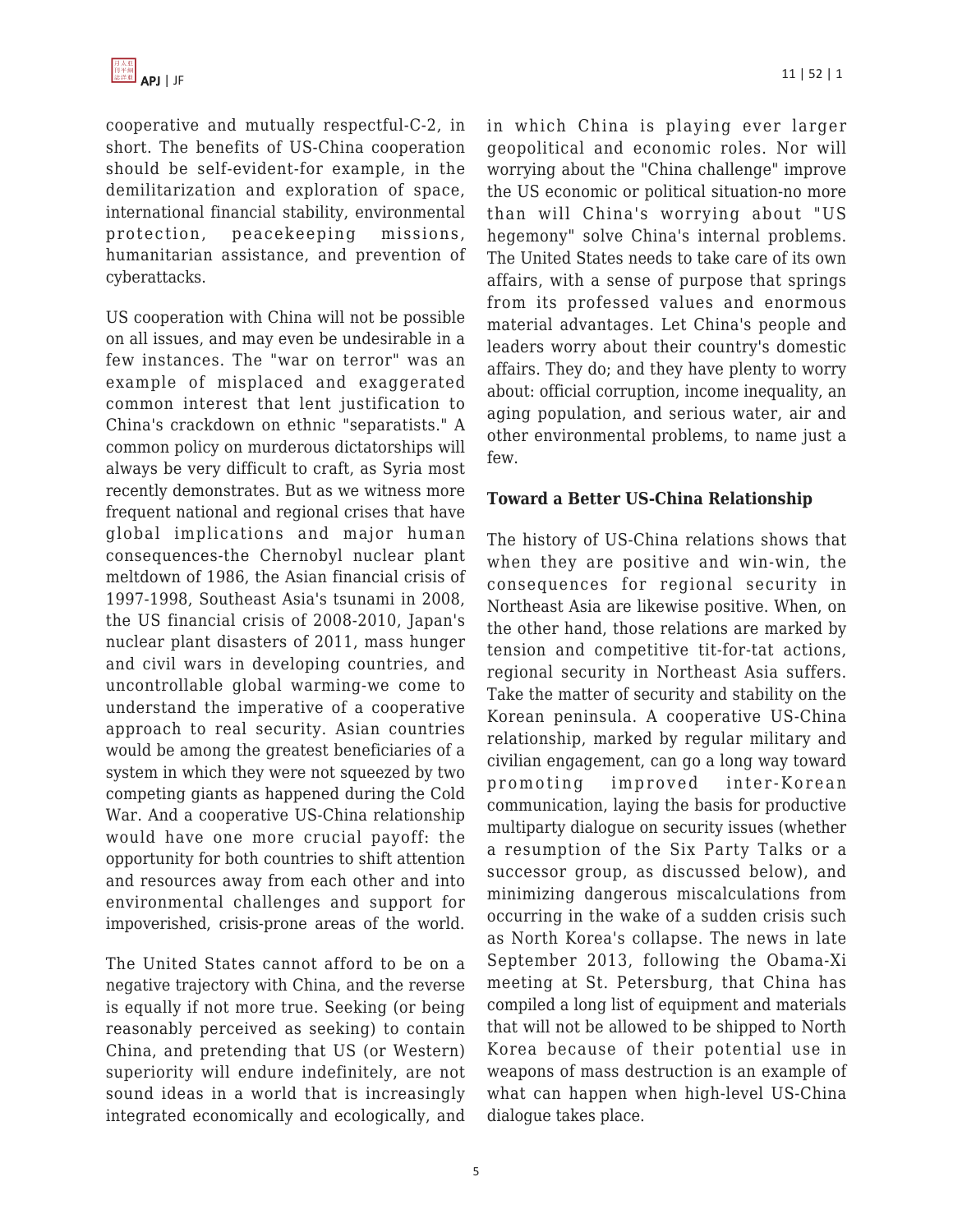cooperative and mutually respectful-C-2, in short. The benefits of US-China cooperation should be self-evident-for example, in the demilitarization and exploration of space, international financial stability, environmental protection, peacekeeping missions, humanitarian assistance, and prevention of cyberattacks.

US cooperation with China will not be possible on all issues, and may even be undesirable in a few instances. The "war on terror" was an example of misplaced and exaggerated common interest that lent justification to China's crackdown on ethnic "separatists." A common policy on murderous dictatorships will always be very difficult to craft, as Syria most recently demonstrates. But as we witness more frequent national and regional crises that have global implications and major human consequences-the Chernobyl nuclear plant meltdown of 1986, the Asian financial crisis of 1997-1998, Southeast Asia's tsunami in 2008, the US financial crisis of 2008-2010, Japan's nuclear plant disasters of 2011, mass hunger and civil wars in developing countries, and uncontrollable global warming-we come to understand the imperative of a cooperative approach to real security. Asian countries would be among the greatest beneficiaries of a system in which they were not squeezed by two competing giants as happened during the Cold War. And a cooperative US-China relationship would have one more crucial payoff: the opportunity for both countries to shift attention and resources away from each other and into environmental challenges and support for impoverished, crisis-prone areas of the world.

The United States cannot afford to be on a negative trajectory with China, and the reverse is equally if not more true. Seeking (or being reasonably perceived as seeking) to contain China, and pretending that US (or Western) superiority will endure indefinitely, are not sound ideas in a world that is increasingly integrated economically and ecologically, and in which China is playing ever larger geopolitical and economic roles. Nor will worrying about the "China challenge" improve the US economic or political situation-no more than will China's worrying about "US hegemony" solve China's internal problems. The United States needs to take care of its own affairs, with a sense of purpose that springs from its professed values and enormous material advantages. Let China's people and leaders worry about their country's domestic affairs. They do; and they have plenty to worry about: official corruption, income inequality, an aging population, and serious water, air and other environmental problems, to name just a few.

**Toward a Better US-China Relationship**

The history of US-China relations shows that when they are positive and win-win, the consequences for regional security in Northeast Asia are likewise positive. When, on the other hand, those relations are marked by tension and competitive tit-for-tat actions, regional security in Northeast Asia suffers. Take the matter of security and stability on the Korean peninsula. A cooperative US-China relationship, marked by regular military and civilian engagement, can go a long way toward promoting improved inter-Korean communication, laying the basis for productive multiparty dialogue on security issues (whether a resumption of the Six Party Talks or a successor group, as discussed below), and minimizing dangerous miscalculations from occurring in the wake of a sudden crisis such as North Korea's collapse. The news in late September 2013, following the Obama-Xi meeting at St. Petersburg, that China has compiled a long list of equipment and materials that will not be allowed to be shipped to North Korea because of their potential use in weapons of mass destruction is an example of what can happen when high-level US-China dialogue takes place.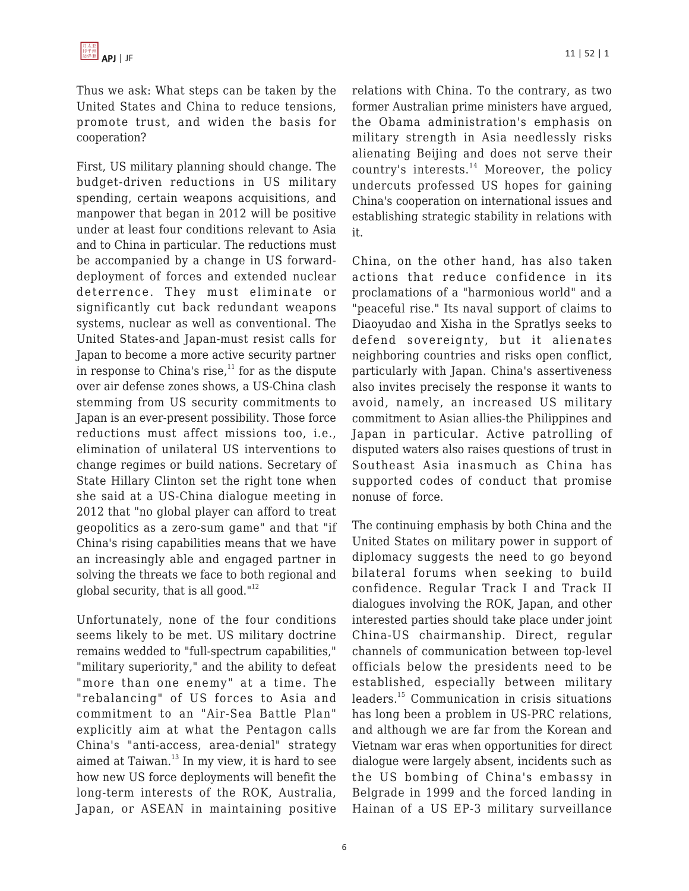Thus we ask: What steps can be taken by the United States and China to reduce tensions, promote trust, and widen the basis for cooperation?

First, US military planning should change. The budget-driven reductions in US military spending, certain weapons acquisitions, and manpower that began in 2012 will be positive under at least four conditions relevant to Asia and to China in particular. The reductions must be accompanied by a change in US forward-deployment of forces and extended nuclear deterrence. They must eliminate or significantly cut back redundant weapons systems, nuclear as well as conventional. The United States-and Japan-must resist calls for Japan to become a more active security partner in response to China's rise,[11] for as the dispute over air defense zones shows, a US-China clash stemming from US security commitments to Japan is an ever-present possibility. Those force reductions must affect missions too, i.e., elimination of unilateral US interventions to change regimes or build nations. Secretary of State Hillary Clinton set the right tone when she said at a US-China dialogue meeting in 2012 that "no global player can afford to treat geopolitics as a zero-sum game" and that "if China's rising capabilities means that we have an increasingly able and engaged partner in solving the threats we face to both regional and global security, that is all good."[12]

Unfortunately, none of the four conditions seems likely to be met. US military doctrine remains wedded to "full-spectrum capabilities," "military superiority," and the ability to defeat "more than one enemy" at a time. The "rebalancing" of US forces to Asia and commitment to an "Air-Sea Battle Plan" explicitly aim at what the Pentagon calls China's "anti-access, area-denial" strategy aimed at Taiwan.[13] In my view, it is hard to see how new US force deployments will benefit the long-term interests of the ROK, Australia, Japan, or ASEAN in maintaining positive relations with China. To the contrary, as two former Australian prime ministers have argued, the Obama administration's emphasis on military strength in Asia needlessly risks alienating Beijing and does not serve their country's interests.[14] Moreover, the policy undercuts professed US hopes for gaining China's cooperation on international issues and establishing strategic stability in relations with it.

China, on the other hand, has also taken actions that reduce confidence in its proclamations of a "harmonious world" and a "peaceful rise." Its naval support of claims to Diaoyudao and Xisha in the Spratlys seeks to defend sovereignty, but it alienates neighboring countries and risks open conflict, particularly with Japan. China's assertiveness also invites precisely the response it wants to avoid, namely, an increased US military commitment to Asian allies-the Philippines and Japan in particular. Active patrolling of disputed waters also raises questions of trust in Southeast Asia inasmuch as China has supported codes of conduct that promise nonuse of force.

The continuing emphasis by both China and the United States on military power in support of diplomacy suggests the need to go beyond bilateral forums when seeking to build confidence. Regular Track I and Track II dialogues involving the ROK, Japan, and other interested parties should take place under joint China-US chairmanship. Direct, regular channels of communication between top-level officials below the presidents need to be established, especially between military leaders.[15] Communication in crisis situations has long been a problem in US-PRC relations, and although we are far from the Korean and Vietnam war eras when opportunities for direct dialogue were largely absent, incidents such as the US bombing of China's embassy in Belgrade in 1999 and the forced landing in Hainan of a US EP-3 military surveillance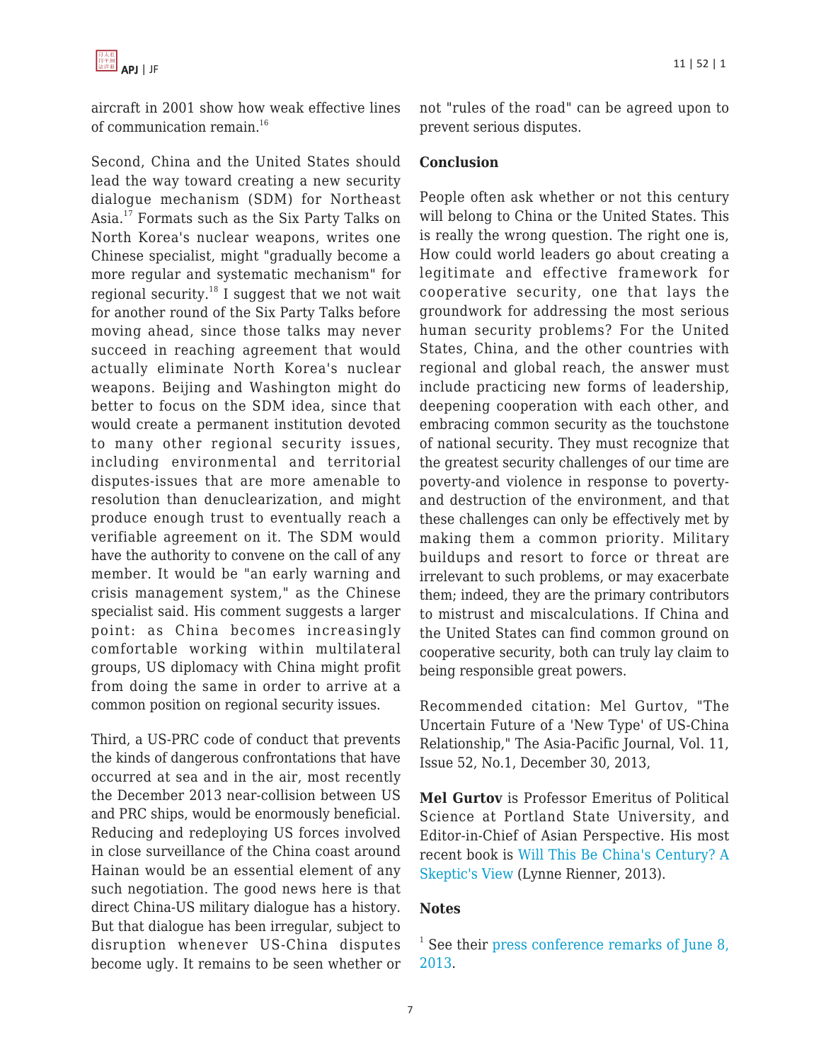aircraft in 2001 show how weak effective lines of communication remain.[16]

Second, China and the United States should lead the way toward creating a new security dialogue mechanism (SDM) for Northeast Asia.[17] Formats such as the Six Party Talks on North Korea's nuclear weapons, writes one Chinese specialist, might "gradually become a more regular and systematic mechanism" for regional security.[18] I suggest that we not wait for another round of the Six Party Talks before moving ahead, since those talks may never succeed in reaching agreement that would actually eliminate North Korea's nuclear weapons. Beijing and Washington might do better to focus on the SDM idea, since that would create a permanent institution devoted to many other regional security issues, including environmental and territorial disputes-issues that are more amenable to resolution than denuclearization, and might produce enough trust to eventually reach a verifiable agreement on it. The SDM would have the authority to convene on the call of any member. It would be "an early warning and crisis management system," as the Chinese specialist said. His comment suggests a larger point: as China becomes increasingly comfortable working within multilateral groups, US diplomacy with China might profit from doing the same in order to arrive at a common position on regional security issues.

Third, a US-PRC code of conduct that prevents the kinds of dangerous confrontations that have occurred at sea and in the air, most recently the December 2013 near-collision between US and PRC ships, would be enormously beneficial. Reducing and redeploying US forces involved in close surveillance of the China coast around Hainan would be an essential element of any such negotiation. The good news here is that direct China-US military dialogue has a history. But that dialogue has been irregular, subject to disruption whenever US-China disputes become ugly. It remains to be seen whether or not "rules of the road" can be agreed upon to prevent serious disputes.

**Conclusion**

People often ask whether or not this century will belong to China or the United States. This is really the wrong question. The right one is, How could world leaders go about creating a legitimate and effective framework for cooperative security, one that lays the groundwork for addressing the most serious human security problems? For the United States, China, and the other countries with regional and global reach, the answer must include practicing new forms of leadership, deepening cooperation with each other, and embracing common security as the touchstone of national security. They must recognize that the greatest security challenges of our time are poverty-and violence in response to poverty-and destruction of the environment, and that these challenges can only be effectively met by making them a common priority. Military buildups and resort to force or threat are irrelevant to such problems, or may exacerbate them; indeed, they are the primary contributors to mistrust and miscalculations. If China and the United States can find common ground on cooperative security, both can truly lay claim to being responsible great powers.

Recommended citation: Mel Gurtov, "The Uncertain Future of a 'New Type' of US-China Relationship," The Asia-Pacific Journal, Vol. 11, Issue 52, No.1, December 30, 2013,

**Mel Gurtov** is Professor Emeritus of Political Science at Portland State University, and Editor-in-Chief of Asian Perspective. His most recent book is Will This Be China's Century? A Skeptic's View (Lynne Rienner, 2013).

**Notes**

[1] See their press conference remarks of June 8, 2013.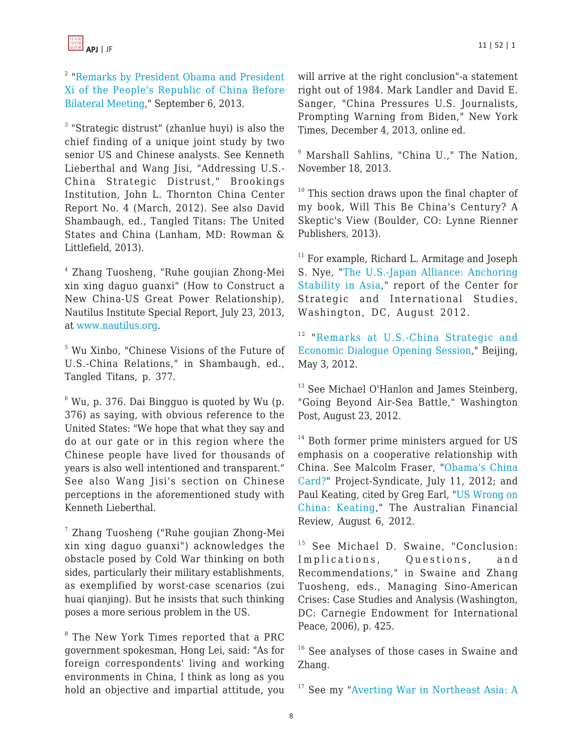[2] "Remarks by President Obama and President Xi of the People's Republic of China Before Bilateral Meeting," September 6, 2013.

[3] "Strategic distrust" (zhanlue huyi) is also the chief finding of a unique joint study by two senior US and Chinese analysts. See Kenneth Lieberthal and Wang Jisi, "Addressing U.S.-China Strategic Distrust," Brookings Institution, John L. Thornton China Center Report No. 4 (March, 2012). See also David Shambaugh, ed., Tangled Titans: The United States and China (Lanham, MD: Rowman & Littlefield, 2013).

[4] Zhang Tuosheng, "Ruhe goujian Zhong-Mei xin xing daguo guanxi" (How to Construct a New China-US Great Power Relationship), Nautilus Institute Special Report, July 23, 2013, at www.nautilus.org.

[5] Wu Xinbo, "Chinese Visions of the Future of U.S.-China Relations," in Shambaugh, ed., Tangled Titans, p. 377.

[6] Wu, p. 376. Dai Bingguo is quoted by Wu (p. 376) as saying, with obvious reference to the United States: "We hope that what they say and do at our gate or in this region where the Chinese people have lived for thousands of years is also well intentioned and transparent." See also Wang Jisi's section on Chinese perceptions in the aforementioned study with Kenneth Lieberthal.

[7] Zhang Tuosheng ("Ruhe goujian Zhong-Mei xin xing daguo guanxi") acknowledges the obstacle posed by Cold War thinking on both sides, particularly their military establishments, as exemplified by worst-case scenarios (zui huai qianjing). But he insists that such thinking poses a more serious problem in the US.

[8] The New York Times reported that a PRC government spokesman, Hong Lei, said: "As for foreign correspondents' living and working environments in China, I think as long as you hold an objective and impartial attitude, you will arrive at the right conclusion"-a statement right out of 1984. Mark Landler and David E. Sanger, "China Pressures U.S. Journalists, Prompting Warning from Biden," New York Times, December 4, 2013, online ed.

[9] Marshall Sahlins, "China U.," The Nation, November 18, 2013.

[10] This section draws upon the final chapter of my book, Will This Be China's Century? A Skeptic's View (Boulder, CO: Lynne Rienner Publishers, 2013).

[11] For example, Richard L. Armitage and Joseph S. Nye, "The U.S.-Japan Alliance: Anchoring Stability in Asia," report of the Center for Strategic and International Studies, Washington, DC, August 2012.

[12] "Remarks at U.S.-China Strategic and Economic Dialogue Opening Session," Beijing, May 3, 2012.

[13] See Michael O'Hanlon and James Steinberg, "Going Beyond Air-Sea Battle," Washington Post, August 23, 2012.

[14] Both former prime ministers argued for US emphasis on a cooperative relationship with China. See Malcolm Fraser, "Obama's China Card?" Project-Syndicate, July 11, 2012; and Paul Keating, cited by Greg Earl, "US Wrong on China: Keating," The Australian Financial Review, August 6, 2012.

[15] See Michael D. Swaine, "Conclusion: Implications, Questions, and Recommendations," in Swaine and Zhang Tuosheng, eds., Managing Sino-American Crises: Case Studies and Analysis (Washington, DC: Carnegie Endowment for International Peace, 2006), p. 425.

[16] See analyses of those cases in Swaine and Zhang.

[17] See my "Averting War in Northeast Asia: A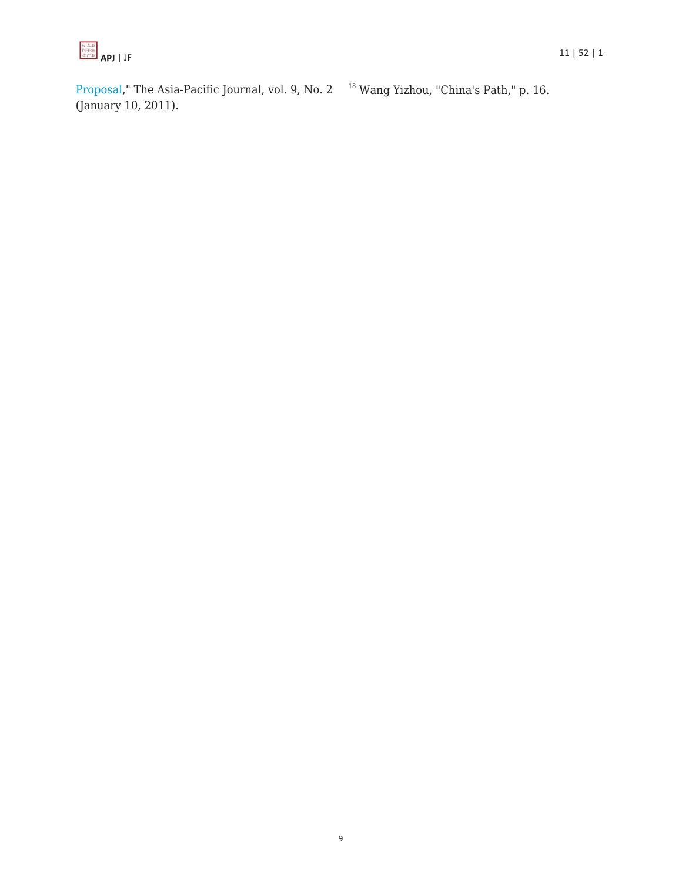Proposal," The Asia-Pacific Journal, vol. 9, No. 2 (January 10, 2011).

[18] Wang Yizhou, "China's Path," p. 16.